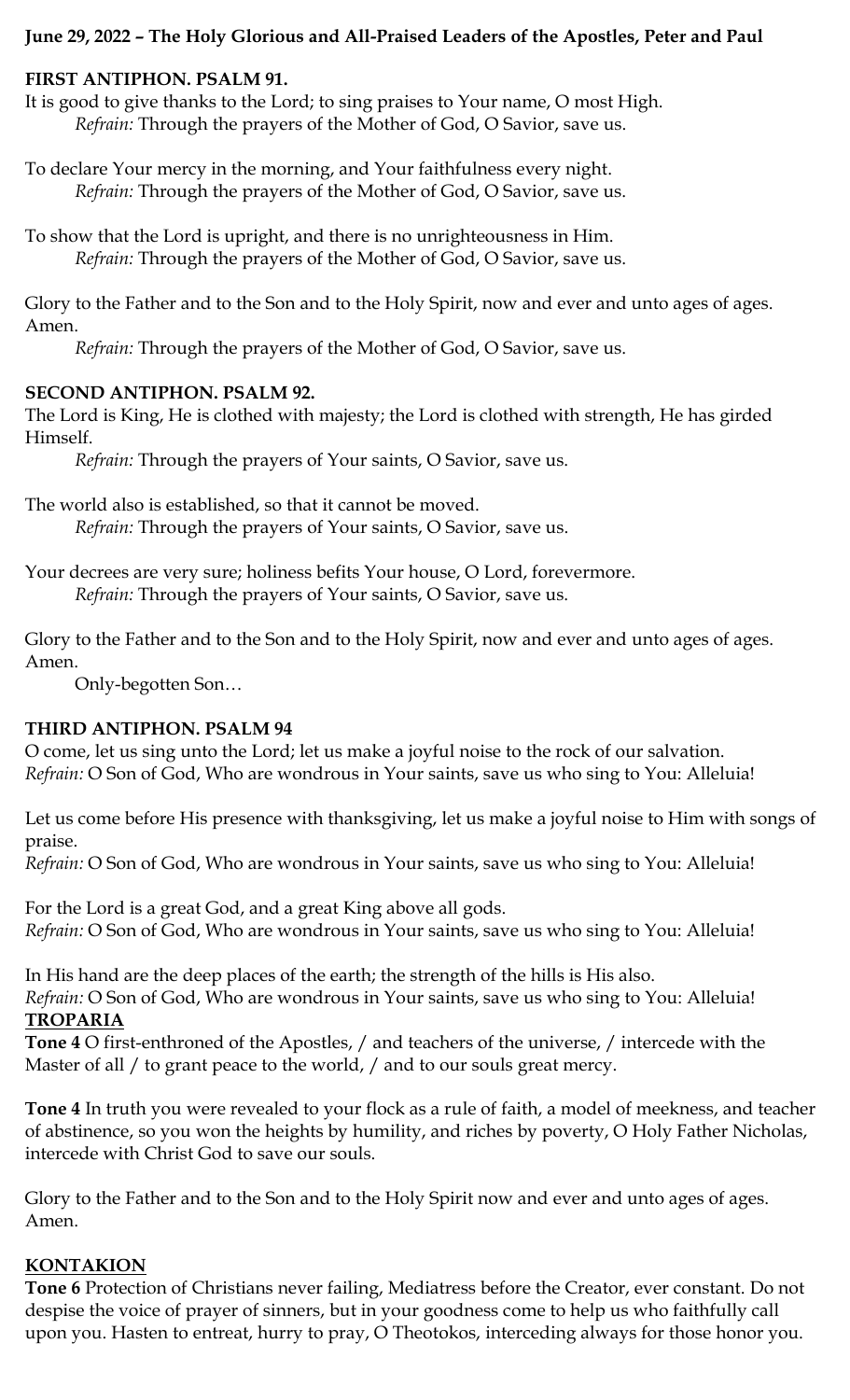**June 29, 2022 – The Holy Glorious and All-Praised Leaders of the Apostles, Peter and Paul**

**FIRST ANTIPHON. PSALM 91.**

It is good to give thanks to the Lord; to sing praises to Your name, O most High.
*Refrain:* Through the prayers of the Mother of God, O Savior, save us.

To declare Your mercy in the morning, and Your faithfulness every night.
*Refrain:* Through the prayers of the Mother of God, O Savior, save us.

To show that the Lord is upright, and there is no unrighteousness in Him.
*Refrain:* Through the prayers of the Mother of God, O Savior, save us.

Glory to the Father and to the Son and to the Holy Spirit, now and ever and unto ages of ages. Amen.
*Refrain:* Through the prayers of the Mother of God, O Savior, save us.

**SECOND ANTIPHON. PSALM 92.**

The Lord is King, He is clothed with majesty; the Lord is clothed with strength, He has girded Himself.
*Refrain:* Through the prayers of Your saints, O Savior, save us.

The world also is established, so that it cannot be moved.
*Refrain:* Through the prayers of Your saints, O Savior, save us.

Your decrees are very sure; holiness befits Your house, O Lord, forevermore.
*Refrain:* Through the prayers of Your saints, O Savior, save us.

Glory to the Father and to the Son and to the Holy Spirit, now and ever and unto ages of ages. Amen.
Only-begotten Son…

**THIRD ANTIPHON. PSALM 94**

O come, let us sing unto the Lord; let us make a joyful noise to the rock of our salvation.
*Refrain:* O Son of God, Who are wondrous in Your saints, save us who sing to You: Alleluia!

Let us come before His presence with thanksgiving, let us make a joyful noise to Him with songs of praise.
*Refrain:* O Son of God, Who are wondrous in Your saints, save us who sing to You: Alleluia!

For the Lord is a great God, and a great King above all gods.
*Refrain:* O Son of God, Who are wondrous in Your saints, save us who sing to You: Alleluia!

In His hand are the deep places of the earth; the strength of the hills is His also.
*Refrain:* O Son of God, Who are wondrous in Your saints, save us who sing to You: Alleluia!

**TROPARIA**

**Tone 4** O first-enthroned of the Apostles, / and teachers of the universe, / intercede with the Master of all / to grant peace to the world, / and to our souls great mercy.

**Tone 4** In truth you were revealed to your flock as a rule of faith, a model of meekness, and teacher of abstinence, so you won the heights by humility, and riches by poverty, O Holy Father Nicholas, intercede with Christ God to save our souls.

Glory to the Father and to the Son and to the Holy Spirit now and ever and unto ages of ages. Amen.

**KONTAKION**

**Tone 6** Protection of Christians never failing, Mediatress before the Creator, ever constant. Do not despise the voice of prayer of sinners, but in your goodness come to help us who faithfully call upon you. Hasten to entreat, hurry to pray, O Theotokos, interceding always for those honor you.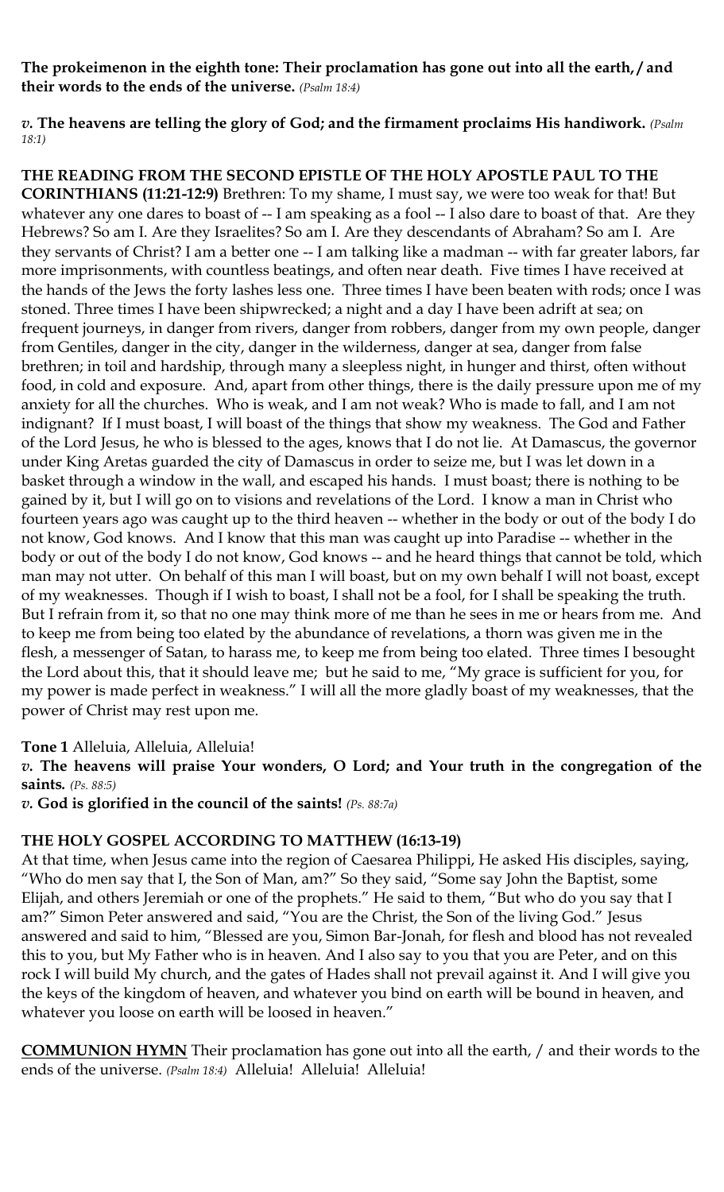**The prokeimenon in the eighth tone: Their proclamation has gone out into all the earth, / and their words to the ends of the universe.** *(Psalm 18:4)*

*v.* **The heavens are telling the glory of God; and the firmament proclaims His handiwork.** *(Psalm 18:1)*

**THE READING FROM THE SECOND EPISTLE OF THE HOLY APOSTLE PAUL TO THE CORINTHIANS (11:21-12:9)** Brethren: To my shame, I must say, we were too weak for that! But whatever any one dares to boast of -- I am speaking as a fool -- I also dare to boast of that. Are they Hebrews? So am I. Are they Israelites? So am I. Are they descendants of Abraham? So am I. Are they servants of Christ? I am a better one -- I am talking like a madman -- with far greater labors, far more imprisonments, with countless beatings, and often near death. Five times I have received at the hands of the Jews the forty lashes less one. Three times I have been beaten with rods; once I was stoned. Three times I have been shipwrecked; a night and a day I have been adrift at sea; on frequent journeys, in danger from rivers, danger from robbers, danger from my own people, danger from Gentiles, danger in the city, danger in the wilderness, danger at sea, danger from false brethren; in toil and hardship, through many a sleepless night, in hunger and thirst, often without food, in cold and exposure. And, apart from other things, there is the daily pressure upon me of my anxiety for all the churches. Who is weak, and I am not weak? Who is made to fall, and I am not indignant? If I must boast, I will boast of the things that show my weakness. The God and Father of the Lord Jesus, he who is blessed to the ages, knows that I do not lie. At Damascus, the governor under King Aretas guarded the city of Damascus in order to seize me, but I was let down in a basket through a window in the wall, and escaped his hands. I must boast; there is nothing to be gained by it, but I will go on to visions and revelations of the Lord. I know a man in Christ who fourteen years ago was caught up to the third heaven -- whether in the body or out of the body I do not know, God knows. And I know that this man was caught up into Paradise -- whether in the body or out of the body I do not know, God knows -- and he heard things that cannot be told, which man may not utter. On behalf of this man I will boast, but on my own behalf I will not boast, except of my weaknesses. Though if I wish to boast, I shall not be a fool, for I shall be speaking the truth. But I refrain from it, so that no one may think more of me than he sees in me or hears from me. And to keep me from being too elated by the abundance of revelations, a thorn was given me in the flesh, a messenger of Satan, to harass me, to keep me from being too elated. Three times I besought the Lord about this, that it should leave me; but he said to me, "My grace is sufficient for you, for my power is made perfect in weakness." I will all the more gladly boast of my weaknesses, that the power of Christ may rest upon me.

**Tone 1** Alleluia, Alleluia, Alleluia!

*v.* **The heavens will praise Your wonders, O Lord; and Your truth in the congregation of the saints.** *(Ps. 88:5)*

*v.* **God is glorified in the council of the saints!** *(Ps. 88:7a)*

**THE HOLY GOSPEL ACCORDING TO MATTHEW (16:13-19)**

At that time, when Jesus came into the region of Caesarea Philippi, He asked His disciples, saying, "Who do men say that I, the Son of Man, am?" So they said, "Some say John the Baptist, some Elijah, and others Jeremiah or one of the prophets." He said to them, "But who do you say that I am?" Simon Peter answered and said, "You are the Christ, the Son of the living God." Jesus answered and said to him, "Blessed are you, Simon Bar-Jonah, for flesh and blood has not revealed this to you, but My Father who is in heaven. And I also say to you that you are Peter, and on this rock I will build My church, and the gates of Hades shall not prevail against it. And I will give you the keys of the kingdom of heaven, and whatever you bind on earth will be bound in heaven, and whatever you loose on earth will be loosed in heaven."

**COMMUNION HYMN** Their proclamation has gone out into all the earth, / and their words to the ends of the universe. *(Psalm 18:4)* Alleluia! Alleluia! Alleluia!